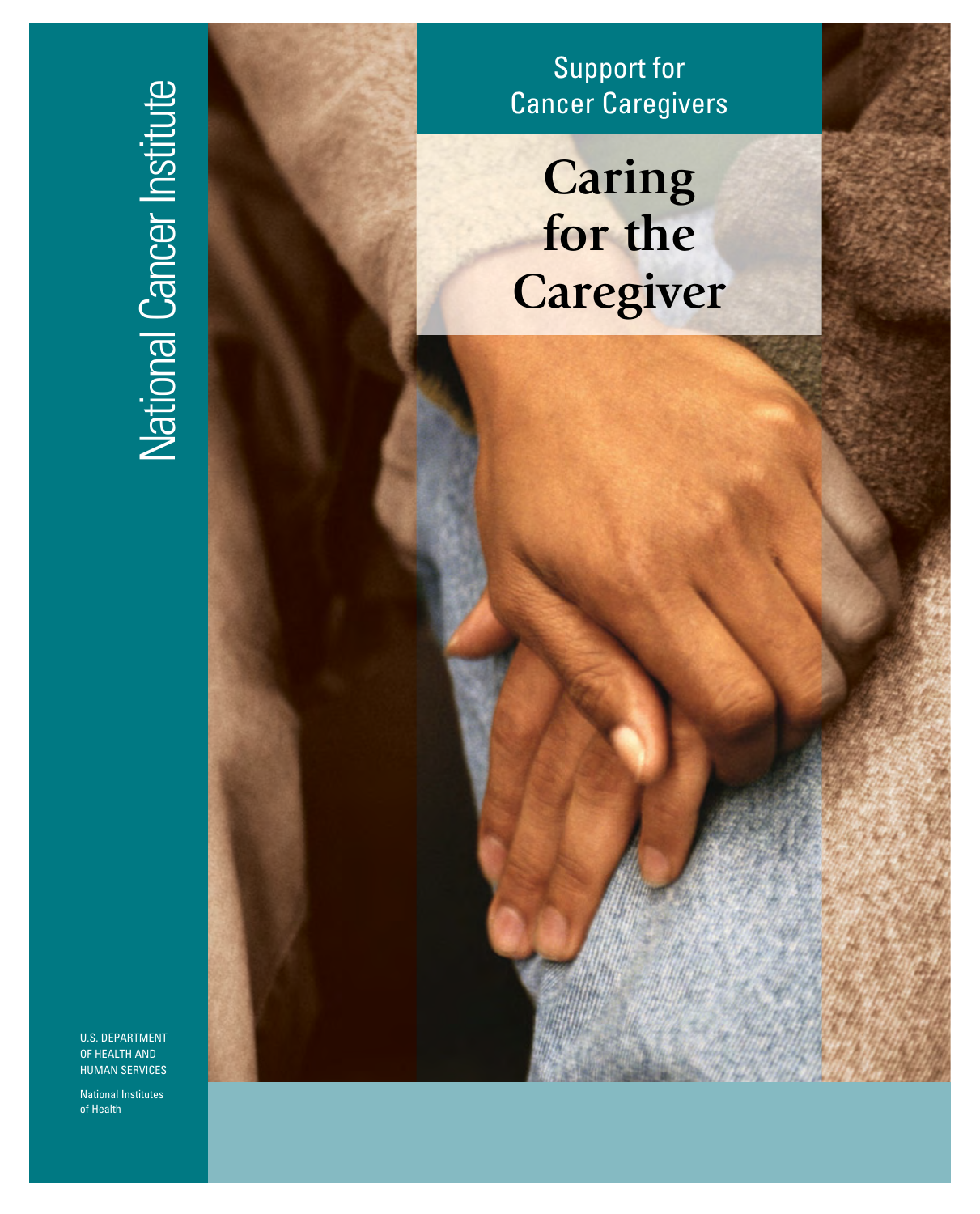National Cancer Institute

Support for Cancer Caregivers

# Caring for the Caregiver

U.S. DEPARTMENT OF HEALTH AND HUMAN SERVICES

National Institutes of Health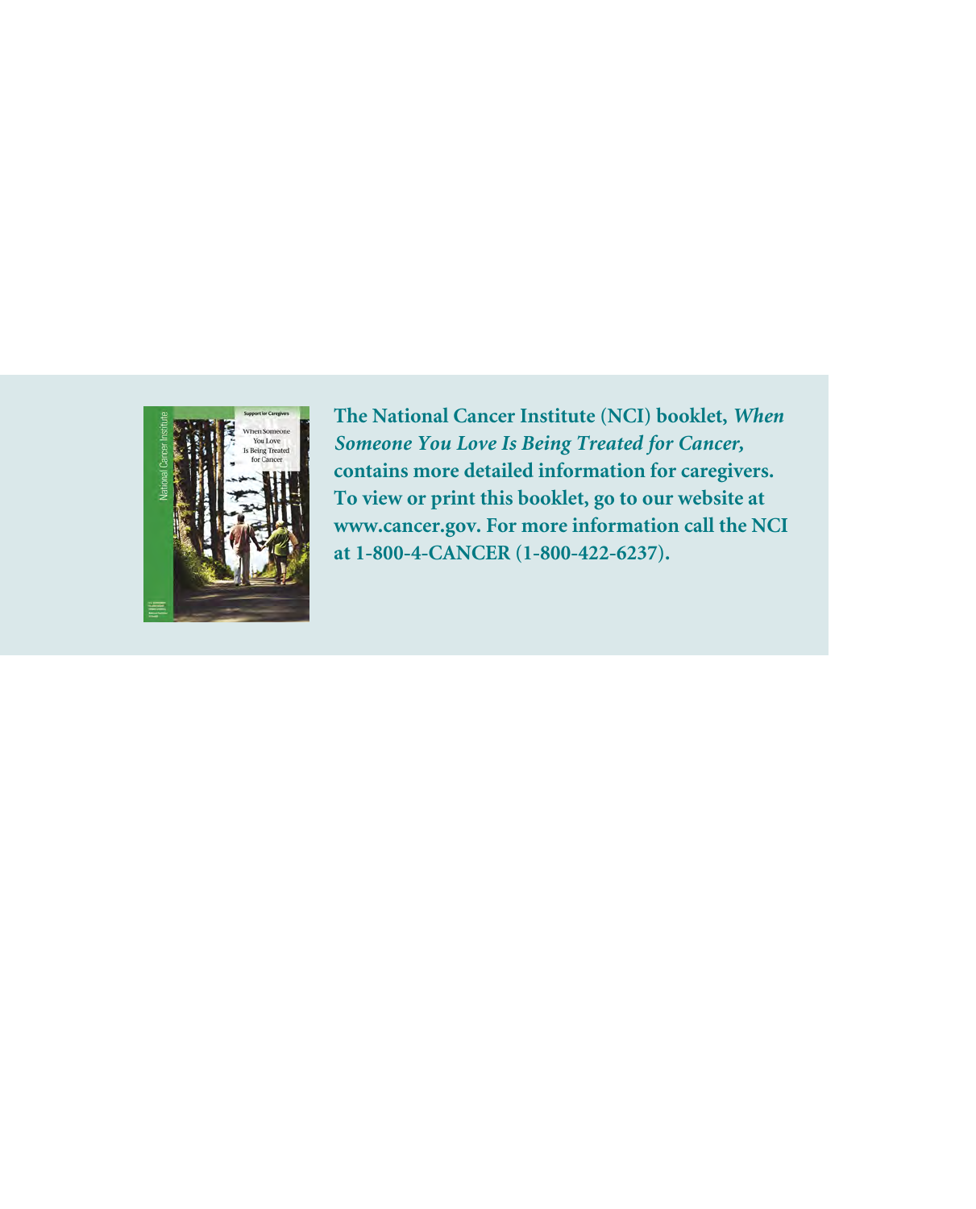**The National Cancer Institute (NCI) booklet, *When Someone You Love Is Being Treated for Cancer,* contains more detailed information for caregivers. To view or print this booklet, go to our website at www.cancer.gov. For more information call the NCI at 1-800-4-CANCER (1-800-422-6237).**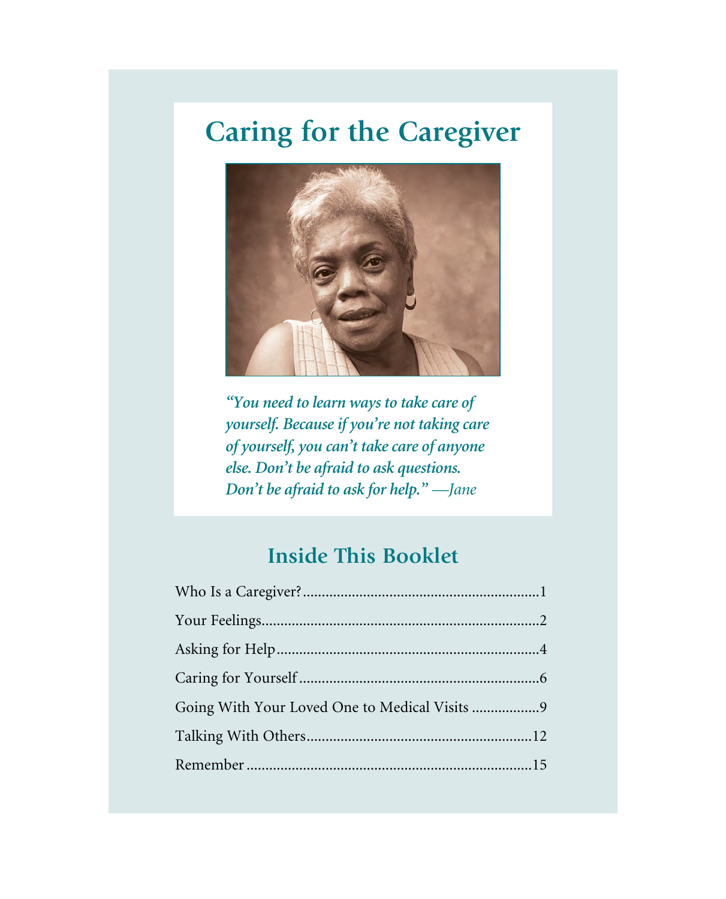# Caring for the Caregiver

*"You need to learn ways to take care of yourself. Because if you're not taking care of yourself, you can't take care of anyone else. Don't be afraid to ask questions. Don't be afraid to ask for help." —Jane*

## Inside This Booklet

Who Is a Caregiver?..............................................................1

Your Feelings........................................................................2

Asking for Help....................................................................4

Caring for Yourself...............................................................6

Going With Your Loved One to Medical Visits .................9

Talking With Others...........................................................12

Remember...........................................................................15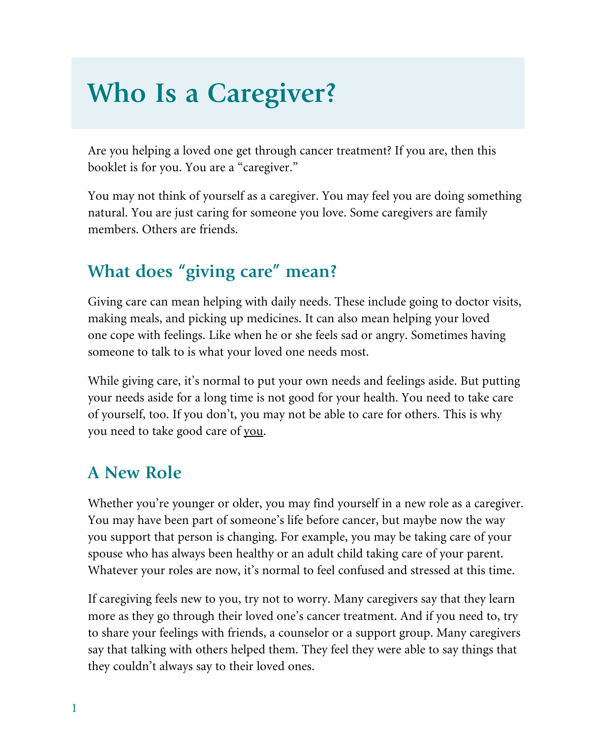# Who Is a Caregiver?

Are you helping a loved one get through cancer treatment? If you are, then this booklet is for you. You are a "caregiver."

You may not think of yourself as a caregiver. You may feel you are doing something natural. You are just caring for someone you love. Some caregivers are family members. Others are friends.

## What does "giving care" mean?

Giving care can mean helping with daily needs. These include going to doctor visits, making meals, and picking up medicines. It can also mean helping your loved one cope with feelings. Like when he or she feels sad or angry. Sometimes having someone to talk to is what your loved one needs most.

While giving care, it's normal to put your own needs and feelings aside. But putting your needs aside for a long time is not good for your health. You need to take care of yourself, too. If you don't, you may not be able to care for others. This is why you need to take good care of <u>you</u>.

## A New Role

Whether you're younger or older, you may find yourself in a new role as a caregiver. You may have been part of someone's life before cancer, but maybe now the way you support that person is changing. For example, you may be taking care of your spouse who has always been healthy or an adult child taking care of your parent. Whatever your roles are now, it's normal to feel confused and stressed at this time.

If caregiving feels new to you, try not to worry. Many caregivers say that they learn more as they go through their loved one's cancer treatment. And if you need to, try to share your feelings with friends, a counselor or a support group. Many caregivers say that talking with others helped them. They feel they were able to say things that they couldn't always say to their loved ones.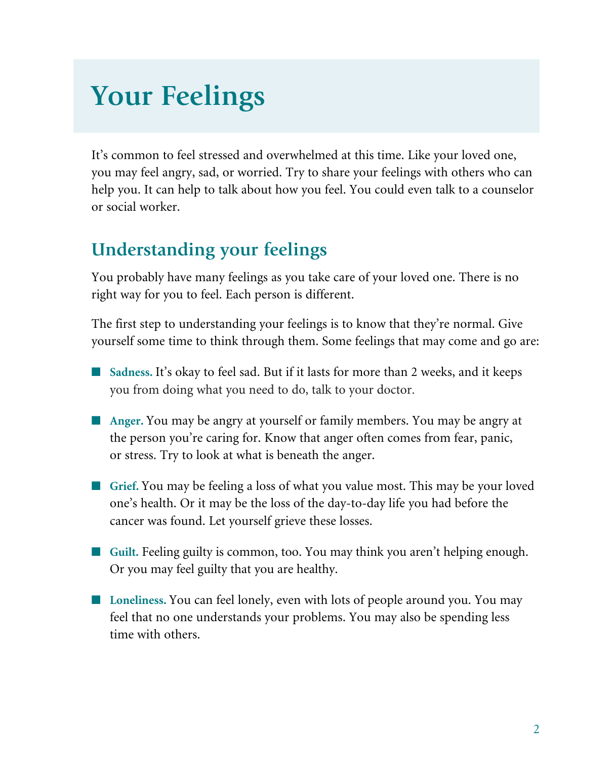# Your Feelings

It's common to feel stressed and overwhelmed at this time. Like your loved one, you may feel angry, sad, or worried. Try to share your feelings with others who can help you. It can help to talk about how you feel. You could even talk to a counselor or social worker.

## Understanding your feelings

You probably have many feelings as you take care of your loved one. There is no right way for you to feel. Each person is different.

The first step to understanding your feelings is to know that they're normal. Give yourself some time to think through them. Some feelings that may come and go are:

- **Sadness.** It's okay to feel sad. But if it lasts for more than 2 weeks, and it keeps you from doing what you need to do, talk to your doctor.
- **Anger.** You may be angry at yourself or family members. You may be angry at the person you're caring for. Know that anger often comes from fear, panic, or stress. Try to look at what is beneath the anger.
- **Grief.** You may be feeling a loss of what you value most. This may be your loved one's health. Or it may be the loss of the day-to-day life you had before the cancer was found. Let yourself grieve these losses.
- **Guilt.** Feeling guilty is common, too. You may think you aren't helping enough. Or you may feel guilty that you are healthy.
- **Loneliness.** You can feel lonely, even with lots of people around you. You may feel that no one understands your problems. You may also be spending less time with others.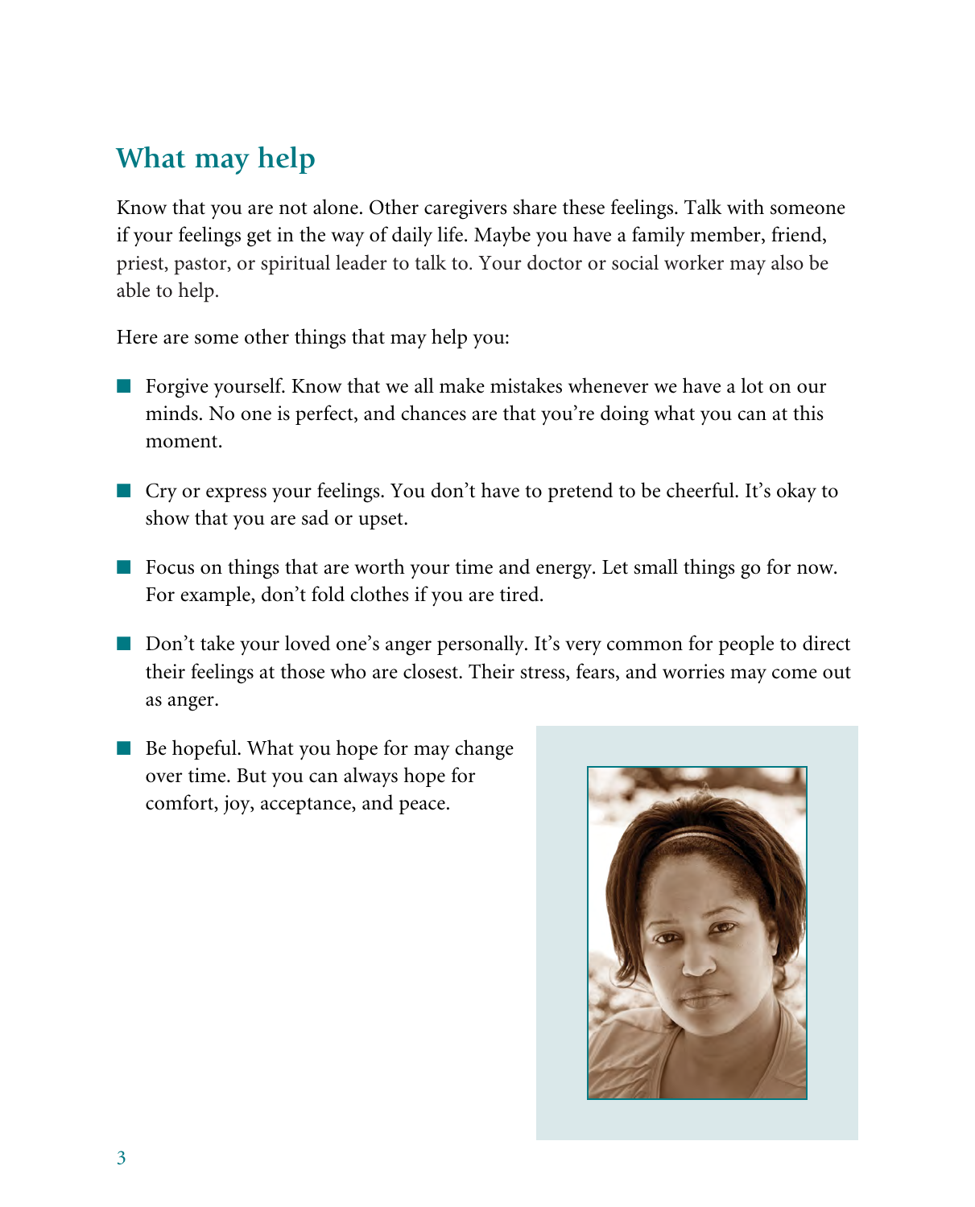## What may help

Know that you are not alone. Other caregivers share these feelings. Talk with someone if your feelings get in the way of daily life. Maybe you have a family member, friend, priest, pastor, or spiritual leader to talk to. Your doctor or social worker may also be able to help.

Here are some other things that may help you:

- Forgive yourself. Know that we all make mistakes whenever we have a lot on our minds. No one is perfect, and chances are that you're doing what you can at this moment.
- Cry or express your feelings. You don't have to pretend to be cheerful. It's okay to show that you are sad or upset.
- Focus on things that are worth your time and energy. Let small things go for now. For example, don't fold clothes if you are tired.
- Don't take your loved one's anger personally. It's very common for people to direct their feelings at those who are closest. Their stress, fears, and worries may come out as anger.
- Be hopeful. What you hope for may change over time. But you can always hope for comfort, joy, acceptance, and peace.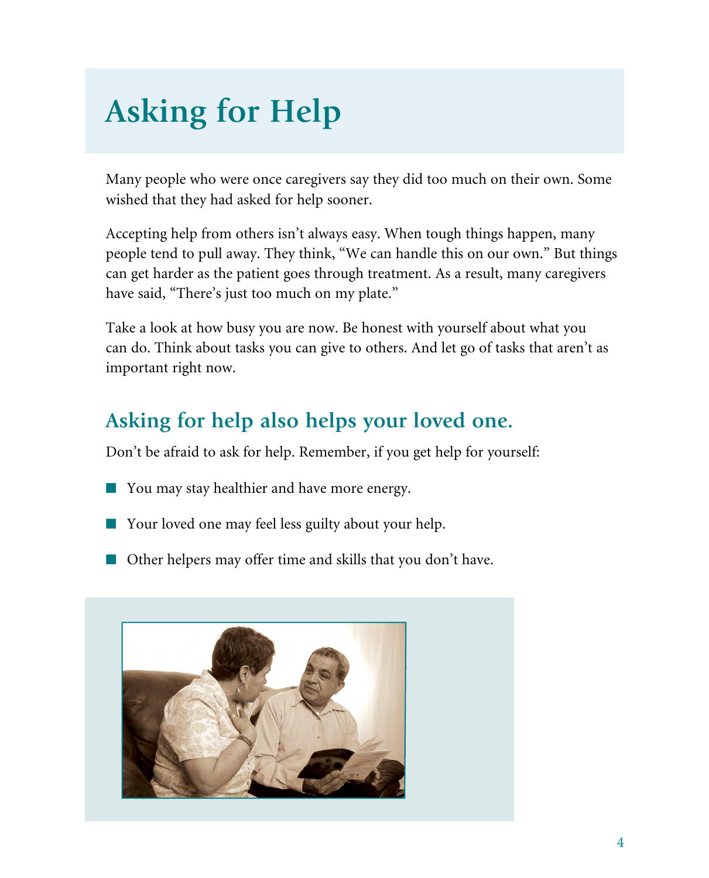# Asking for Help

Many people who were once caregivers say they did too much on their own. Some wished that they had asked for help sooner.

Accepting help from others isn't always easy. When tough things happen, many people tend to pull away. They think, "We can handle this on our own." But things can get harder as the patient goes through treatment. As a result, many caregivers have said, "There's just too much on my plate."

Take a look at how busy you are now. Be honest with yourself about what you can do. Think about tasks you can give to others. And let go of tasks that aren't as important right now.

## Asking for help also helps your loved one.

Don't be afraid to ask for help. Remember, if you get help for yourself:

- You may stay healthier and have more energy.
- Your loved one may feel less guilty about your help.
- Other helpers may offer time and skills that you don't have.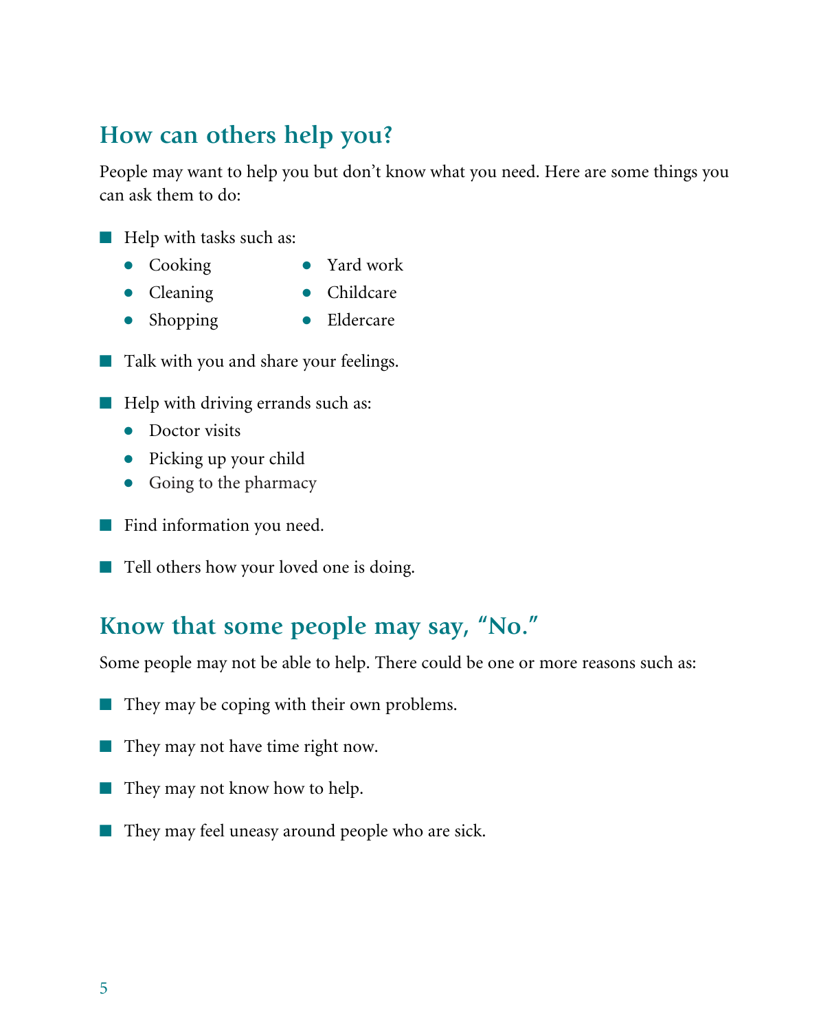## How can others help you?

People may want to help you but don't know what you need. Here are some things you can ask them to do:

- Help with tasks such as:
  - Cooking
  - Cleaning
  - Shopping
  - Yard work
  - Childcare
  - Eldercare
- Talk with you and share your feelings.
- Help with driving errands such as:
  - Doctor visits
  - Picking up your child
  - Going to the pharmacy
- Find information you need.
- Tell others how your loved one is doing.

## Know that some people may say, "No."

Some people may not be able to help. There could be one or more reasons such as:

- They may be coping with their own problems.
- They may not have time right now.
- They may not know how to help.
- They may feel uneasy around people who are sick.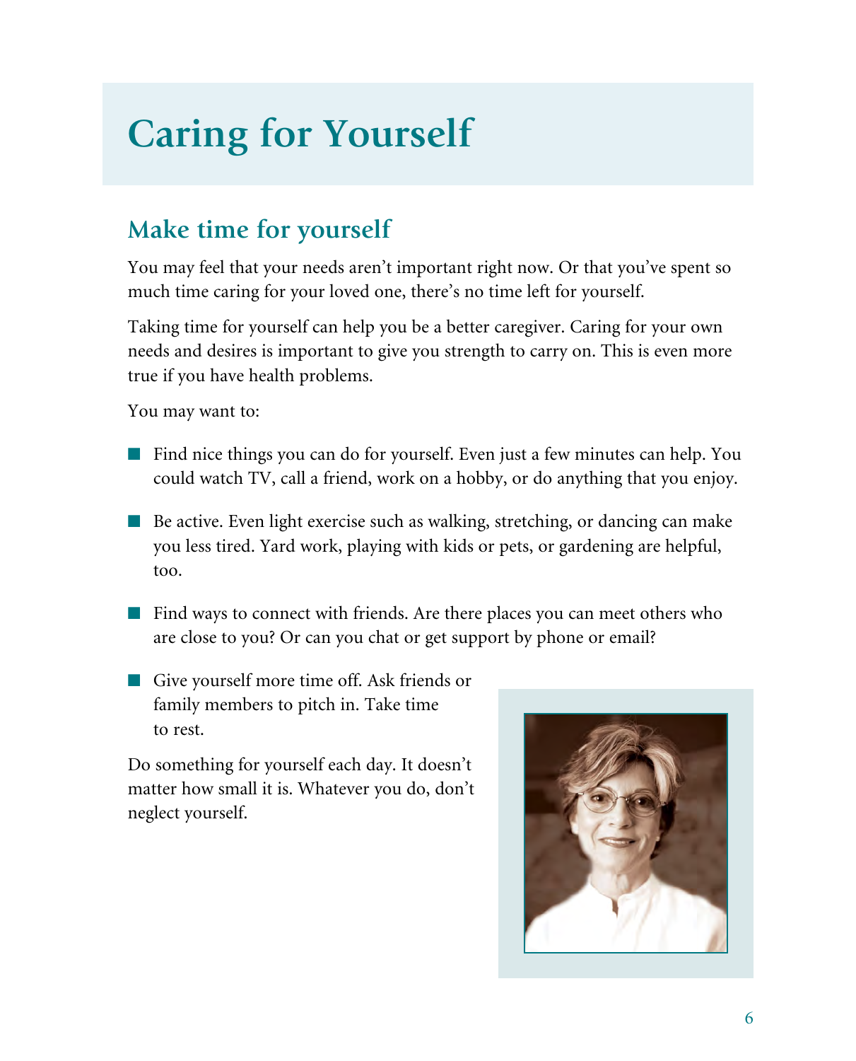# Caring for Yourself

## Make time for yourself

You may feel that your needs aren't important right now. Or that you've spent so much time caring for your loved one, there's no time left for yourself.

Taking time for yourself can help you be a better caregiver. Caring for your own needs and desires is important to give you strength to carry on. This is even more true if you have health problems.

You may want to:

- Find nice things you can do for yourself. Even just a few minutes can help. You could watch TV, call a friend, work on a hobby, or do anything that you enjoy.
- Be active. Even light exercise such as walking, stretching, or dancing can make you less tired. Yard work, playing with kids or pets, or gardening are helpful, too.
- Find ways to connect with friends. Are there places you can meet others who are close to you? Or can you chat or get support by phone or email?
- Give yourself more time off. Ask friends or family members to pitch in. Take time to rest.

Do something for yourself each day. It doesn't matter how small it is. Whatever you do, don't neglect yourself.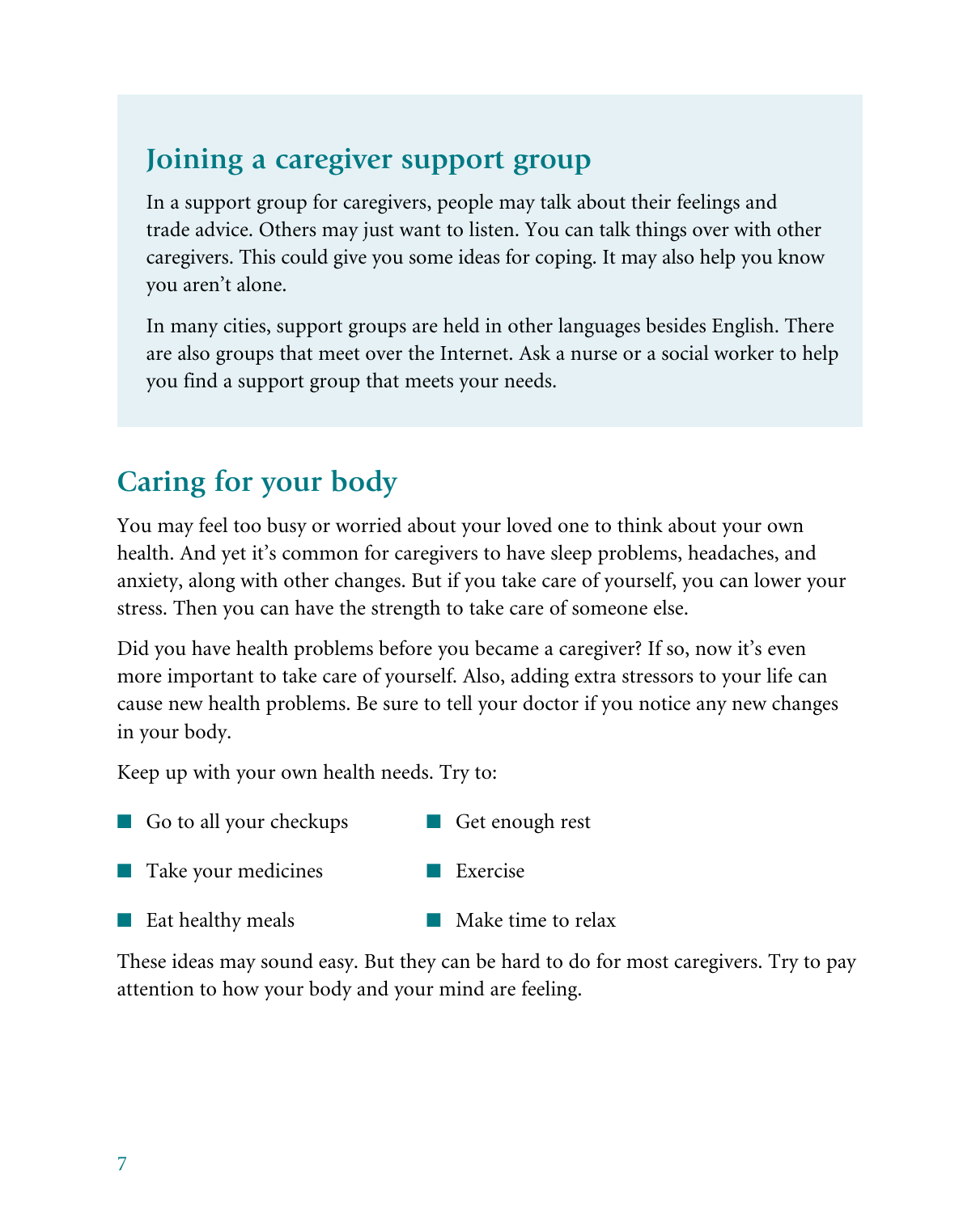## Joining a caregiver support group

In a support group for caregivers, people may talk about their feelings and trade advice. Others may just want to listen. You can talk things over with other caregivers. This could give you some ideas for coping. It may also help you know you aren't alone.

In many cities, support groups are held in other languages besides English. There are also groups that meet over the Internet. Ask a nurse or a social worker to help you find a support group that meets your needs.

## Caring for your body

You may feel too busy or worried about your loved one to think about your own health. And yet it's common for caregivers to have sleep problems, headaches, and anxiety, along with other changes. But if you take care of yourself, you can lower your stress. Then you can have the strength to take care of someone else.

Did you have health problems before you became a caregiver? If so, now it's even more important to take care of yourself. Also, adding extra stressors to your life can cause new health problems. Be sure to tell your doctor if you notice any new changes in your body.

Keep up with your own health needs. Try to:

- Go to all your checkups
- Take your medicines
- Eat healthy meals
- Get enough rest
- Exercise
- Make time to relax

These ideas may sound easy. But they can be hard to do for most caregivers. Try to pay attention to how your body and your mind are feeling.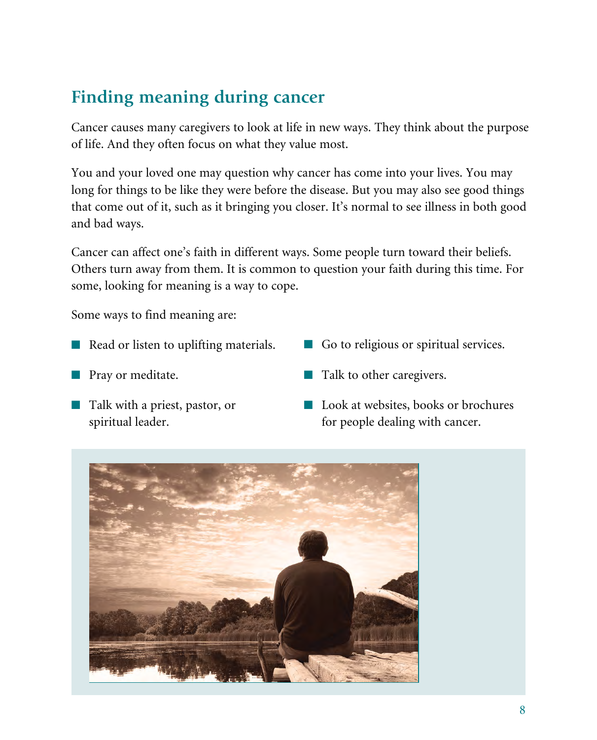## Finding meaning during cancer

Cancer causes many caregivers to look at life in new ways. They think about the purpose of life. And they often focus on what they value most.

You and your loved one may question why cancer has come into your lives. You may long for things to be like they were before the disease. But you may also see good things that come out of it, such as it bringing you closer. It's normal to see illness in both good and bad ways.

Cancer can affect one's faith in different ways. Some people turn toward their beliefs. Others turn away from them. It is common to question your faith during this time. For some, looking for meaning is a way to cope.

Some ways to find meaning are:

- Read or listen to uplifting materials.
- Pray or meditate.
- Talk with a priest, pastor, or spiritual leader.
- Go to religious or spiritual services.
- Talk to other caregivers.
- Look at websites, books or brochures for people dealing with cancer.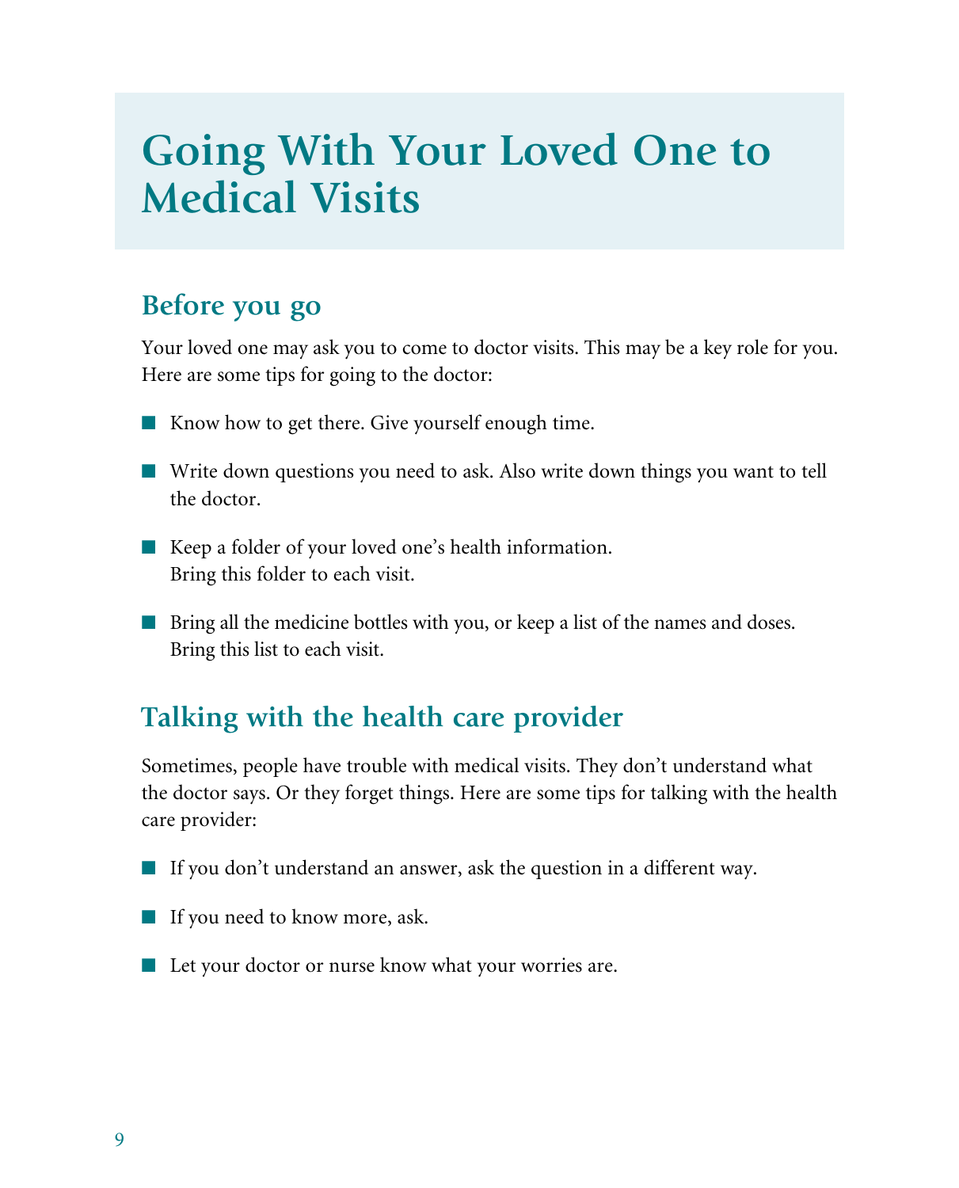# Going With Your Loved One to Medical Visits

## Before you go

Your loved one may ask you to come to doctor visits. This may be a key role for you. Here are some tips for going to the doctor:

- Know how to get there. Give yourself enough time.
- Write down questions you need to ask. Also write down things you want to tell the doctor.
- Keep a folder of your loved one's health information. Bring this folder to each visit.
- Bring all the medicine bottles with you, or keep a list of the names and doses. Bring this list to each visit.

## Talking with the health care provider

Sometimes, people have trouble with medical visits. They don't understand what the doctor says. Or they forget things. Here are some tips for talking with the health care provider:

- If you don't understand an answer, ask the question in a different way.
- If you need to know more, ask.
- Let your doctor or nurse know what your worries are.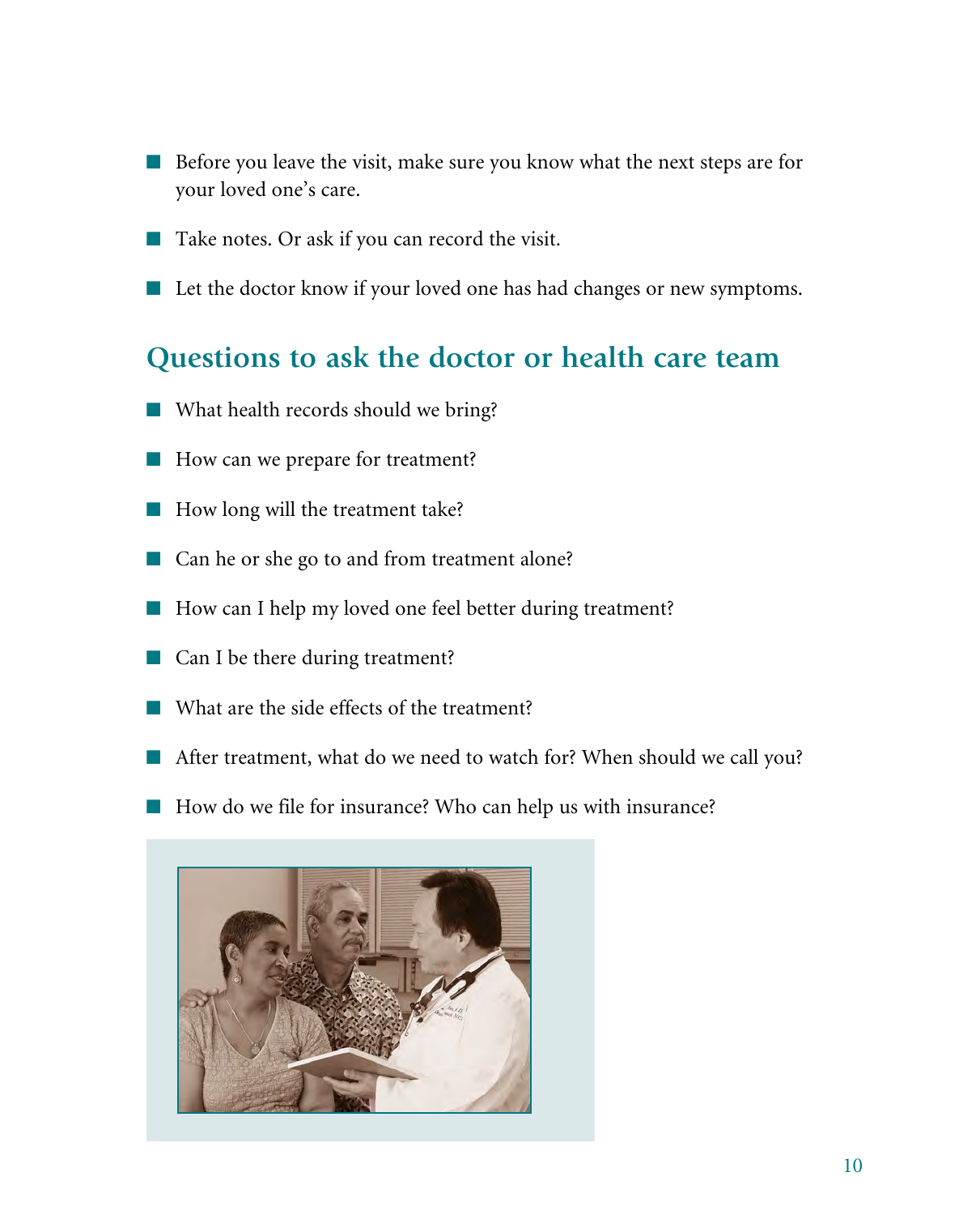- Before you leave the visit, make sure you know what the next steps are for your loved one's care.
- Take notes. Or ask if you can record the visit.
- Let the doctor know if your loved one has had changes or new symptoms.

## Questions to ask the doctor or health care team

- What health records should we bring?
- How can we prepare for treatment?
- How long will the treatment take?
- Can he or she go to and from treatment alone?
- How can I help my loved one feel better during treatment?
- Can I be there during treatment?
- What are the side effects of the treatment?
- After treatment, what do we need to watch for? When should we call you?
- How do we file for insurance? Who can help us with insurance?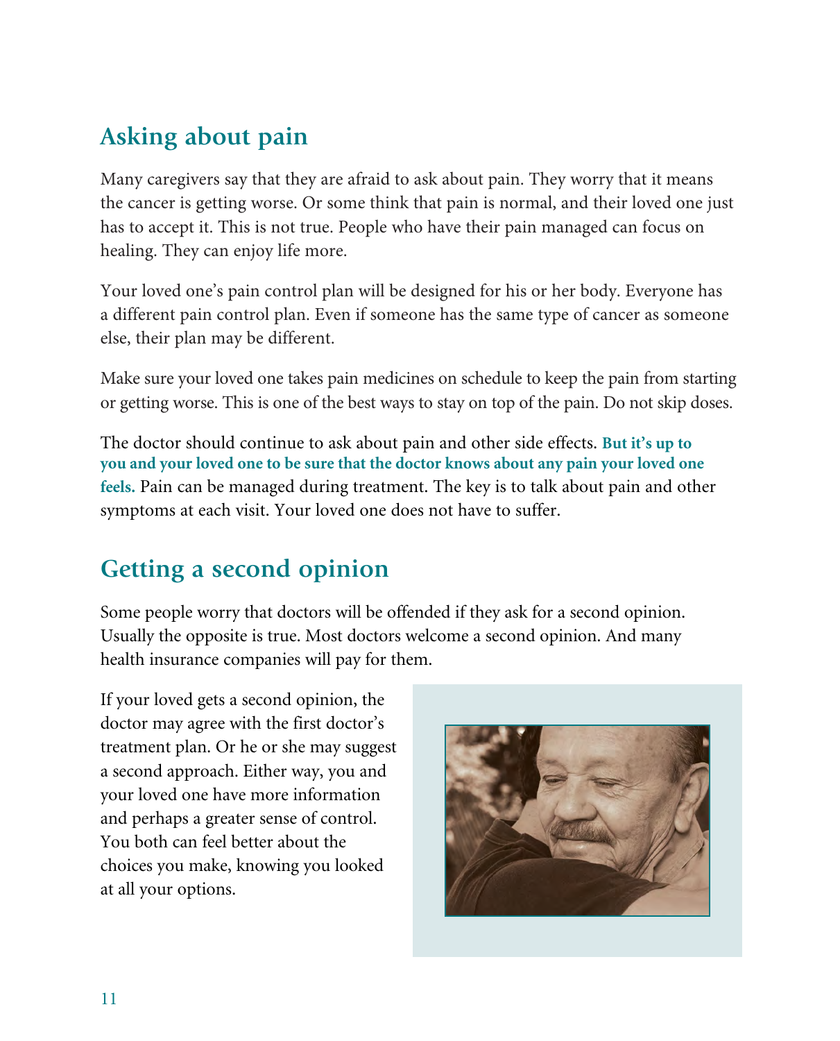## Asking about pain

Many caregivers say that they are afraid to ask about pain. They worry that it means the cancer is getting worse. Or some think that pain is normal, and their loved one just has to accept it. This is not true. People who have their pain managed can focus on healing. They can enjoy life more.

Your loved one's pain control plan will be designed for his or her body. Everyone has a different pain control plan. Even if someone has the same type of cancer as someone else, their plan may be different.

Make sure your loved one takes pain medicines on schedule to keep the pain from starting or getting worse. This is one of the best ways to stay on top of the pain. Do not skip doses.

The doctor should continue to ask about pain and other side effects. **But it's up to you and your loved one to be sure that the doctor knows about any pain your loved one feels.** Pain can be managed during treatment. The key is to talk about pain and other symptoms at each visit. Your loved one does not have to suffer.

## Getting a second opinion

Some people worry that doctors will be offended if they ask for a second opinion. Usually the opposite is true. Most doctors welcome a second opinion. And many health insurance companies will pay for them.

If your loved gets a second opinion, the doctor may agree with the first doctor's treatment plan. Or he or she may suggest a second approach. Either way, you and your loved one have more information and perhaps a greater sense of control. You both can feel better about the choices you make, knowing you looked at all your options.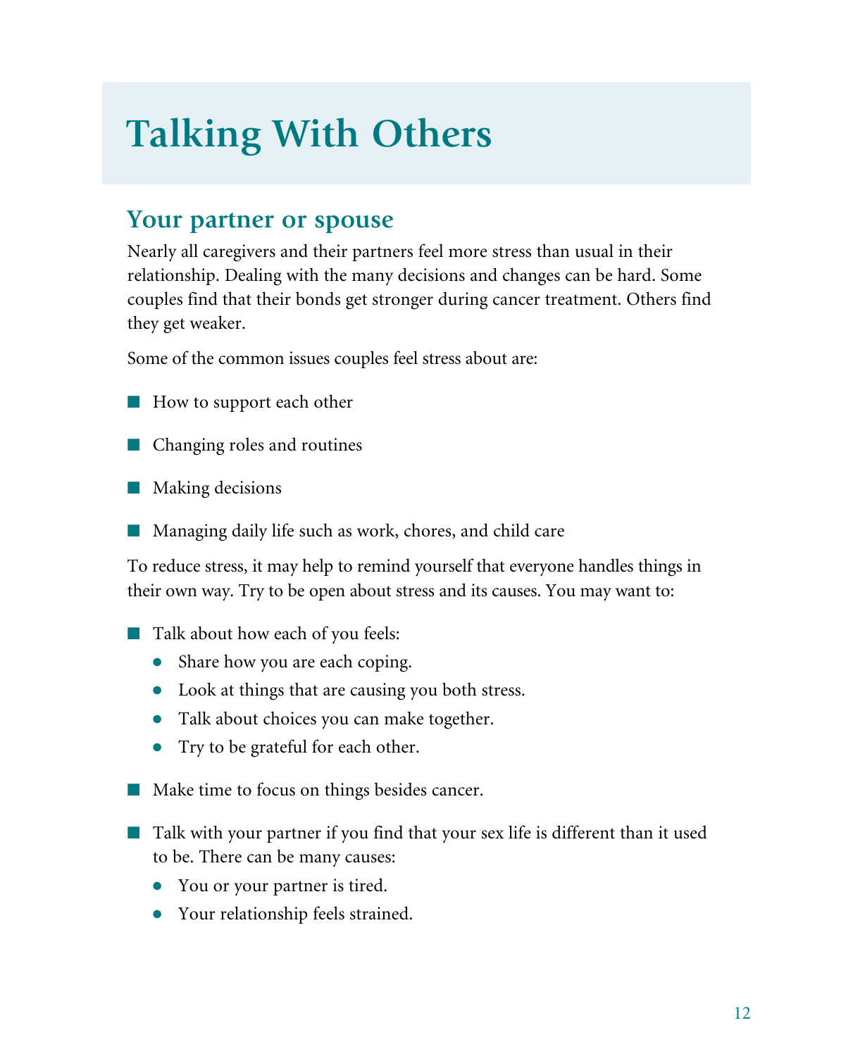# Talking With Others

## Your partner or spouse

Nearly all caregivers and their partners feel more stress than usual in their relationship. Dealing with the many decisions and changes can be hard. Some couples find that their bonds get stronger during cancer treatment. Others find they get weaker.

Some of the common issues couples feel stress about are:

- How to support each other
- Changing roles and routines
- Making decisions
- Managing daily life such as work, chores, and child care

To reduce stress, it may help to remind yourself that everyone handles things in their own way. Try to be open about stress and its causes. You may want to:

- Talk about how each of you feels:
  - Share how you are each coping.
  - Look at things that are causing you both stress.
  - Talk about choices you can make together.
  - Try to be grateful for each other.
- Make time to focus on things besides cancer.
- Talk with your partner if you find that your sex life is different than it used to be. There can be many causes:
  - You or your partner is tired.
  - Your relationship feels strained.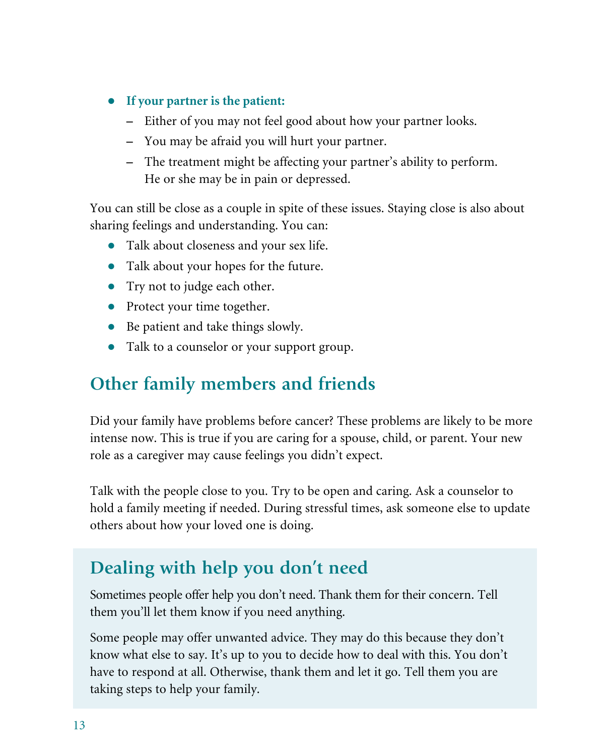- **If your partner is the patient:**
  - Either of you may not feel good about how your partner looks.
  - You may be afraid you will hurt your partner.
  - The treatment might be affecting your partner's ability to perform. He or she may be in pain or depressed.

You can still be close as a couple in spite of these issues. Staying close is also about sharing feelings and understanding. You can:

- Talk about closeness and your sex life.
- Talk about your hopes for the future.
- Try not to judge each other.
- Protect your time together.
- Be patient and take things slowly.
- Talk to a counselor or your support group.

## Other family members and friends

Did your family have problems before cancer? These problems are likely to be more intense now. This is true if you are caring for a spouse, child, or parent. Your new role as a caregiver may cause feelings you didn't expect.

Talk with the people close to you. Try to be open and caring. Ask a counselor to hold a family meeting if needed. During stressful times, ask someone else to update others about how your loved one is doing.

## Dealing with help you don't need

Sometimes people offer help you don't need. Thank them for their concern. Tell them you'll let them know if you need anything.

Some people may offer unwanted advice. They may do this because they don't know what else to say. It's up to you to decide how to deal with this. You don't have to respond at all. Otherwise, thank them and let it go. Tell them you are taking steps to help your family.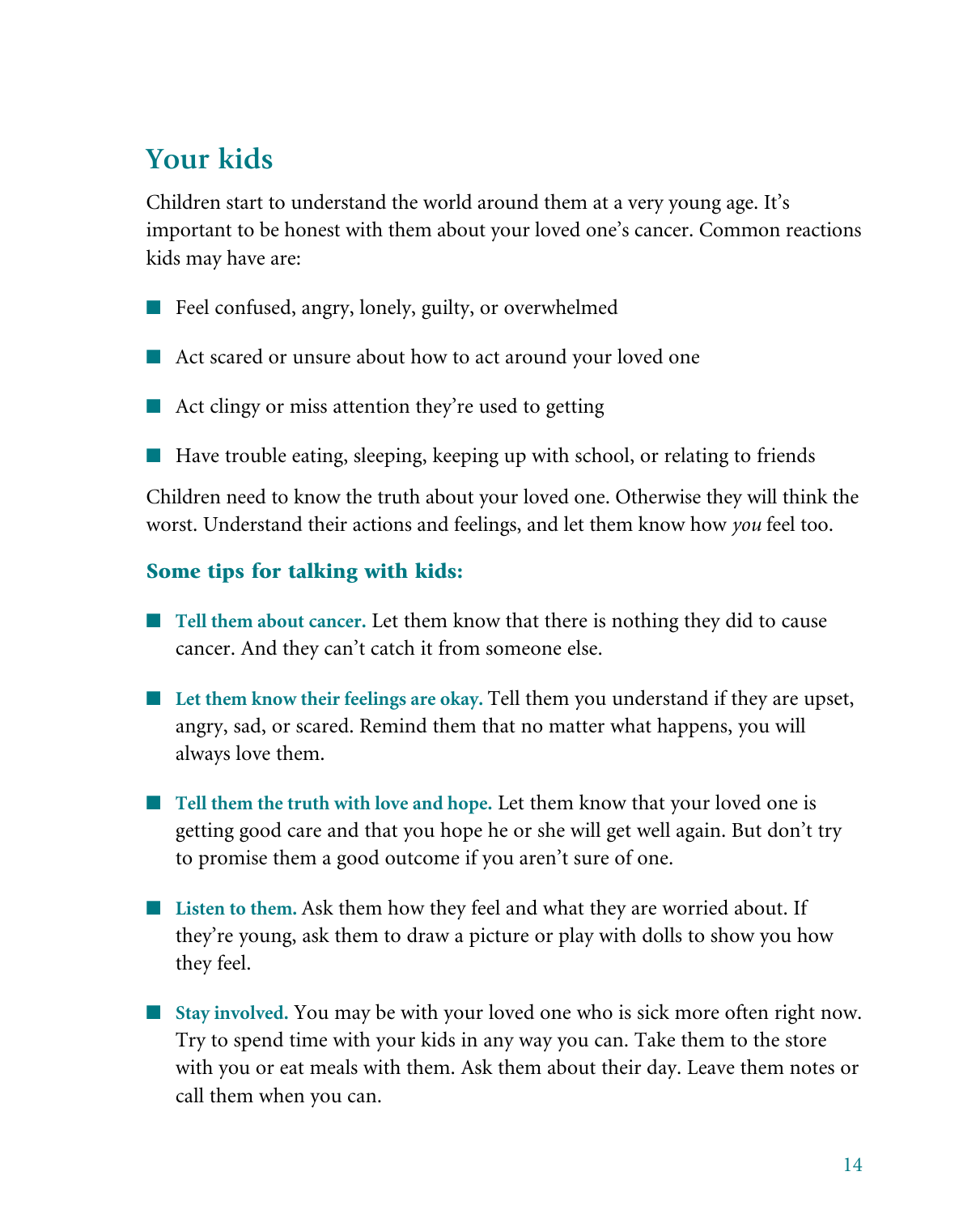## Your kids

Children start to understand the world around them at a very young age. It's important to be honest with them about your loved one's cancer. Common reactions kids may have are:

- Feel confused, angry, lonely, guilty, or overwhelmed
- Act scared or unsure about how to act around your loved one
- Act clingy or miss attention they're used to getting
- Have trouble eating, sleeping, keeping up with school, or relating to friends

Children need to know the truth about your loved one. Otherwise they will think the worst. Understand their actions and feelings, and let them know how *you* feel too.

### Some tips for talking with kids:

- **Tell them about cancer.** Let them know that there is nothing they did to cause cancer. And they can't catch it from someone else.
- **Let them know their feelings are okay.** Tell them you understand if they are upset, angry, sad, or scared. Remind them that no matter what happens, you will always love them.
- **Tell them the truth with love and hope.** Let them know that your loved one is getting good care and that you hope he or she will get well again. But don't try to promise them a good outcome if you aren't sure of one.
- **Listen to them.** Ask them how they feel and what they are worried about. If they're young, ask them to draw a picture or play with dolls to show you how they feel.
- **Stay involved.** You may be with your loved one who is sick more often right now. Try to spend time with your kids in any way you can. Take them to the store with you or eat meals with them. Ask them about their day. Leave them notes or call them when you can.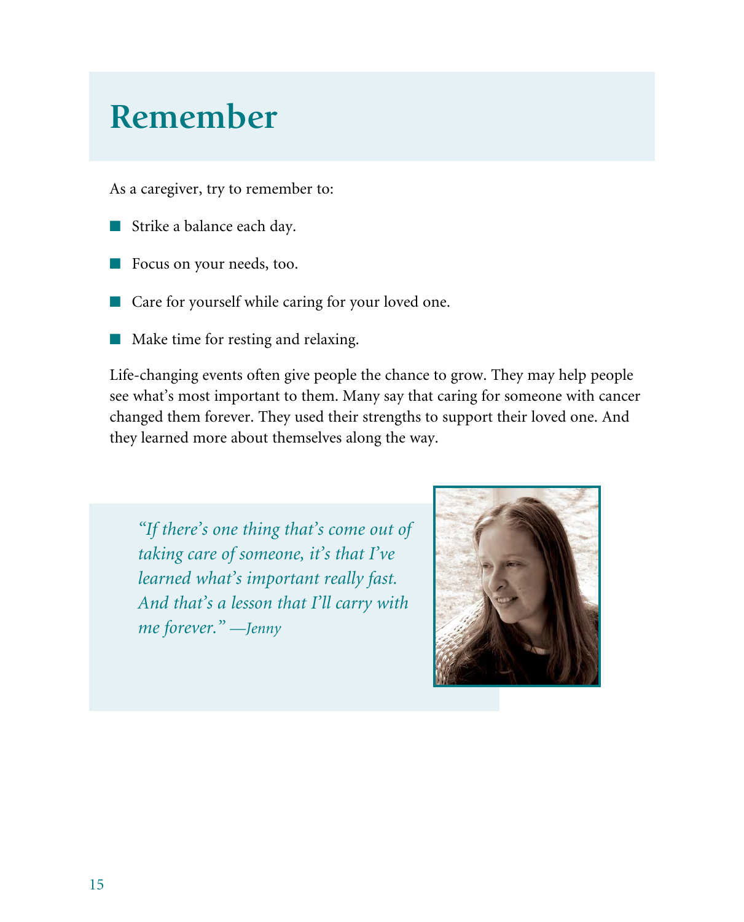# Remember

As a caregiver, try to remember to:

- Strike a balance each day.
- Focus on your needs, too.
- Care for yourself while caring for your loved one.
- Make time for resting and relaxing.

Life-changing events often give people the chance to grow. They may help people see what's most important to them. Many say that caring for someone with cancer changed them forever. They used their strengths to support their loved one. And they learned more about themselves along the way.

*"If there's one thing that's come out of taking care of someone, it's that I've learned what's important really fast. And that's a lesson that I'll carry with me forever." —Jenny*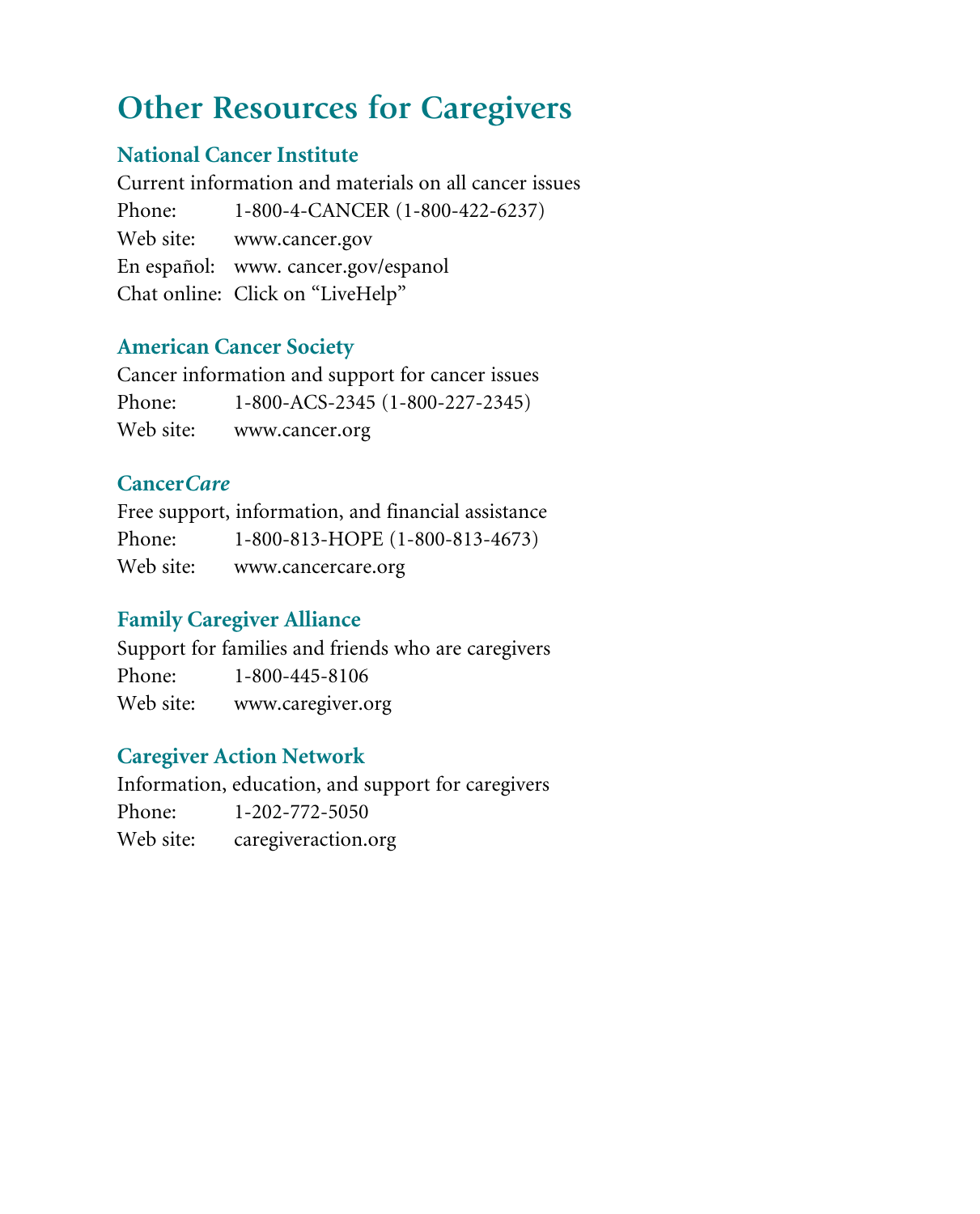# Other Resources for Caregivers

## National Cancer Institute

Current information and materials on all cancer issues

Phone: 1-800-4-CANCER (1-800-422-6237)

Web site: www.cancer.gov

En español: www. cancer.gov/espanol

Chat online: Click on "LiveHelp"

## American Cancer Society

Cancer information and support for cancer issues

Phone: 1-800-ACS-2345 (1-800-227-2345)

Web site: www.cancer.org

## Cancer*Care*

Free support, information, and financial assistance

Phone: 1-800-813-HOPE (1-800-813-4673)

Web site: www.cancercare.org

## Family Caregiver Alliance

Support for families and friends who are caregivers

Phone: 1-800-445-8106

Web site: www.caregiver.org

## Caregiver Action Network

Information, education, and support for caregivers

Phone: 1-202-772-5050

Web site: caregiveraction.org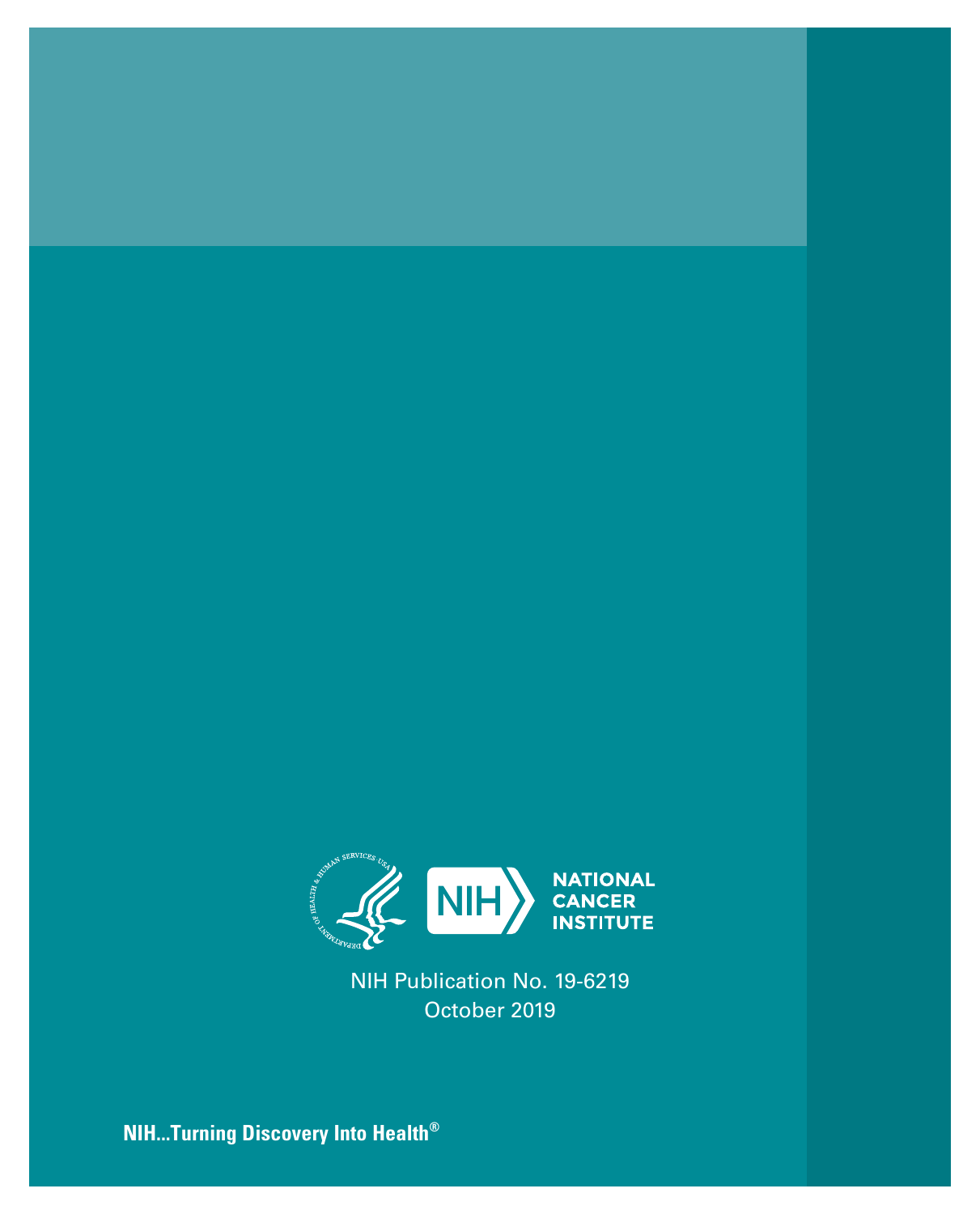NATIONAL CANCER INSTITUTE

NIH Publication No. 19-6219
October 2019

**NIH...Turning Discovery Into Health®**